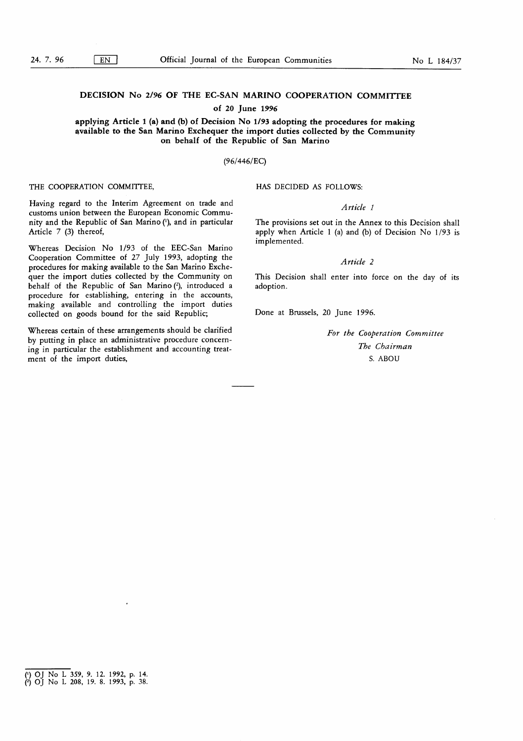# DECISION No 2/96 OF THE EC-SAN MARINO COOPERATION COMMITTEE

## of 20 June 1996

### applying Article 1 (a) and (b) of Decision No 1/93 adopting the procedures for making available to the San Marino Exchequer the import duties collected by the Community on behalf of the Republic of San Marino

(96/446/EC)

THE COOPERATION COMMITTEE,

Having regard to the Interim Agreement on trade and customs union between the European Economic Community and the Republic of San Marino [1], and in particular Article 7 (3) thereof,

Whereas Decision No 1/93 of the EEC-San Marino Cooperation Committee of 27 July 1993, adopting the procedures for making available to the San Marino Exchequer the import duties collected by the Community on behalf of the Republic of San Marino [2], introduced a procedure for establishing, entering in the accounts, making available and controlling the import duties collected on goods bound for the said Republic;

Whereas certain of these arrangements should be clarified by putting in place an administrative procedure concerning in particular the establishment and accounting treatment of the import duties,

HAS DECIDED AS FOLLOWS:

*Article 1*

The provisions set out in the Annex to this Decision shall apply when Article 1 (a) and (b) of Decision No 1/93 is implemented.

*Article 2*

This Decision shall enter into force on the day of its adoption.

Done at Brussels, 20 June 1996.

*For the Cooperation Committee*

*The Chairman*

S. ABOU

---

[1] OJ No L 359, 9. 12. 1992, p. 14.

[2] OJ No L 208, 19. 8. 1993, p. 38.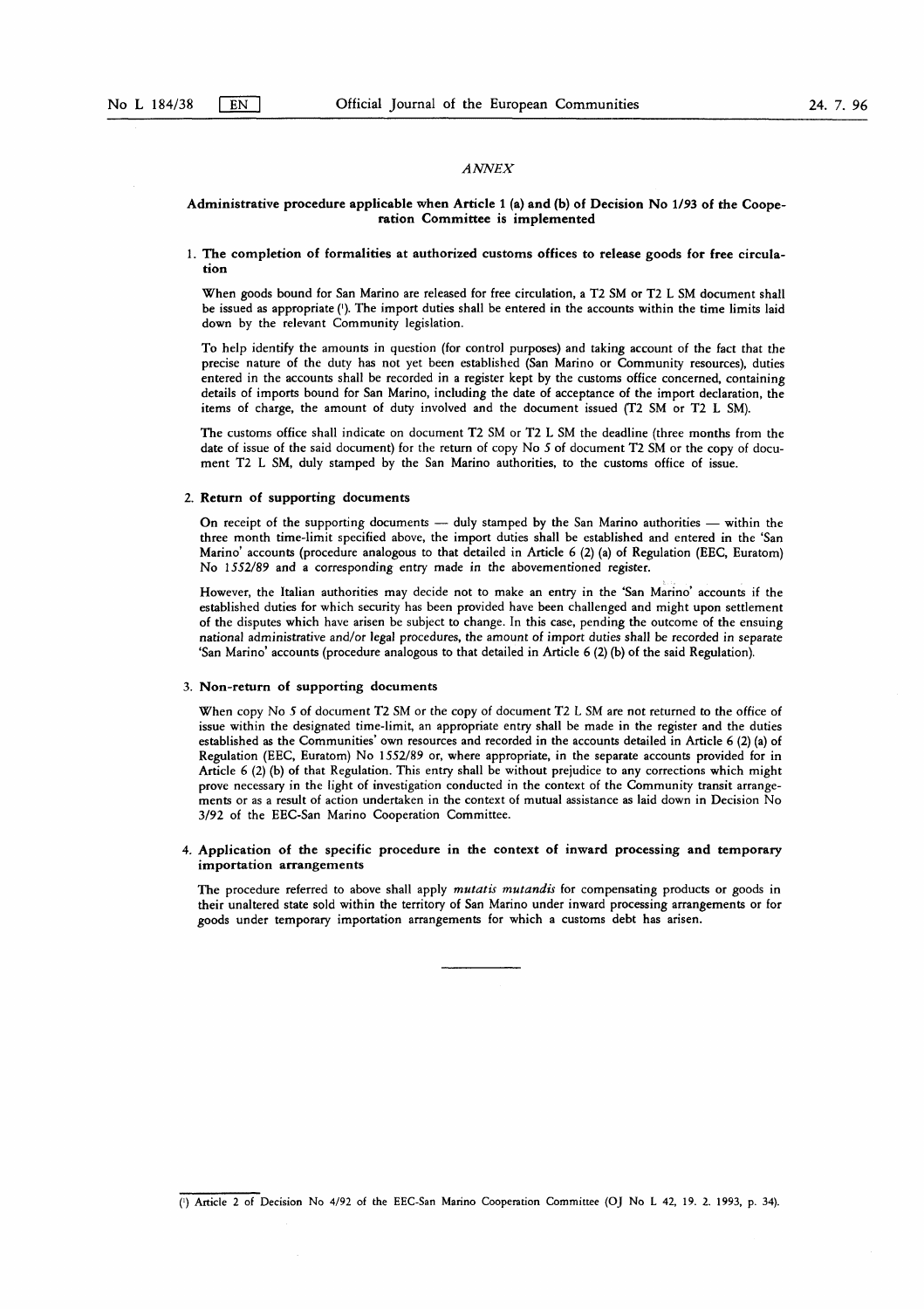*ANNEX*

## Administrative procedure applicable when Article 1 (a) and (b) of Decision No 1/93 of the Cooperation Committee is implemented

### 1. The completion of formalities at authorized customs offices to release goods for free circulation

When goods bound for San Marino are released for free circulation, a T2 SM or T2 L SM document shall be issued as appropriate [1]. The import duties shall be entered in the accounts within the time limits laid down by the relevant Community legislation.

To help identify the amounts in question (for control purposes) and taking account of the fact that the precise nature of the duty has not yet been established (San Marino or Community resources), duties entered in the accounts shall be recorded in a register kept by the customs office concerned, containing details of imports bound for San Marino, including the date of acceptance of the import declaration, the items of charge, the amount of duty involved and the document issued (T2 SM or T2 L SM).

The customs office shall indicate on document T2 SM or T2 L SM the deadline (three months from the date of issue of the said document) for the return of copy No 5 of document T2 SM or the copy of document T2 L SM, duly stamped by the San Marino authorities, to the customs office of issue.

### 2. Return of supporting documents

On receipt of the supporting documents — duly stamped by the San Marino authorities — within the three month time-limit specified above, the import duties shall be established and entered in the 'San Marino' accounts (procedure analogous to that detailed in Article 6 (2) (a) of Regulation (EEC, Euratom) No 1552/89 and a corresponding entry made in the abovementioned register.

However, the Italian authorities may decide not to make an entry in the 'San Marino' accounts if the established duties for which security has been provided have been challenged and might upon settlement of the disputes which have arisen be subject to change. In this case, pending the outcome of the ensuing national administrative and/or legal procedures, the amount of import duties shall be recorded in separate 'San Marino' accounts (procedure analogous to that detailed in Article 6 (2) (b) of the said Regulation).

### 3. Non-return of supporting documents

When copy No 5 of document T2 SM or the copy of document T2 L SM are not returned to the office of issue within the designated time-limit, an appropriate entry shall be made in the register and the duties established as the Communities' own resources and recorded in the accounts detailed in Article 6 (2) (a) of Regulation (EEC, Euratom) No 1552/89 or, where appropriate, in the separate accounts provided for in Article 6 (2) (b) of that Regulation. This entry shall be without prejudice to any corrections which might prove necessary in the light of investigation conducted in the context of the Community transit arrangements or as a result of action undertaken in the context of mutual assistance as laid down in Decision No 3/92 of the EEC-San Marino Cooperation Committee.

### 4. Application of the specific procedure in the context of inward processing and temporary importation arrangements

The procedure referred to above shall apply *mutatis mutandis* for compensating products or goods in their unaltered state sold within the territory of San Marino under inward processing arrangements or for goods under temporary importation arrangements for which a customs debt has arisen.

---

[1] Article 2 of Decision No 4/92 of the EEC-San Marino Cooperation Committee (OJ No L 42, 19. 2. 1993, p. 34).